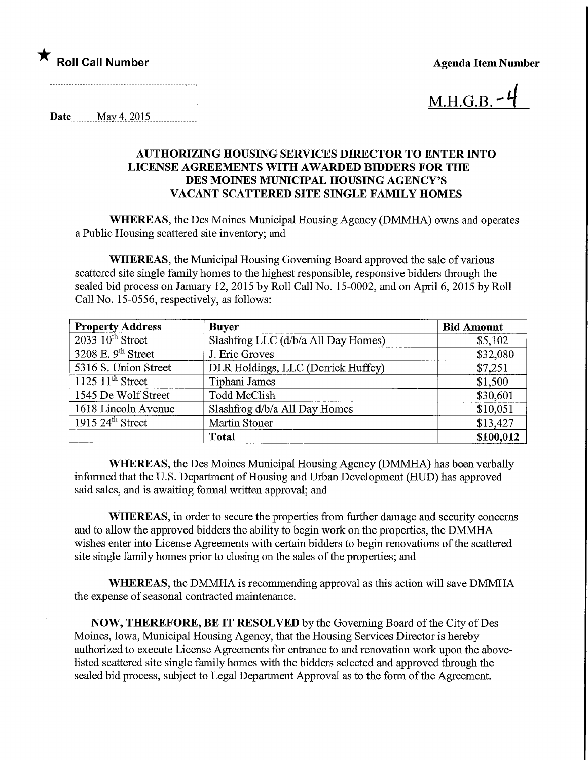★ **Roll Call Number**

**Agenda Item Number**

M.H.G.B. -4

Date May 4, 2015

**AUTHORIZING HOUSING SERVICES DIRECTOR TO ENTER INTO LICENSE AGREEMENTS WITH AWARDED BIDDERS FOR THE DES MOINES MUNICIPAL HOUSING AGENCY'S VACANT SCATTERED SITE SINGLE FAMILY HOMES**

**WHEREAS**, the Des Moines Municipal Housing Agency (DMMHA) owns and operates a Public Housing scattered site inventory; and

**WHEREAS**, the Municipal Housing Governing Board approved the sale of various scattered site single family homes to the highest responsible, responsive bidders through the sealed bid process on January 12, 2015 by Roll Call No. 15-0002, and on April 6, 2015 by Roll Call No. 15-0556, respectively, as follows:

| **Property Address** | **Buyer** | **Bid Amount** |
| --- | --- | --- |
| 2033 10th Street | Slashfrog LLC (d/b/a All Day Homes) | $5,102 |
| 3208 E. 9th Street | J. Eric Groves | $32,080 |
| 5316 S. Union Street | DLR Holdings, LLC (Derrick Huffey) | $7,251 |
| 1125 11th Street | Tiphani James | $1,500 |
| 1545 De Wolf Street | Todd McClish | $30,601 |
| 1618 Lincoln Avenue | Slashfrog d/b/a All Day Homes | $10,051 |
| 1915 24th Street | Martin Stoner | $13,427 |
| | **Total** | **$100,012** |

**WHEREAS**, the Des Moines Municipal Housing Agency (DMMHA) has been verbally informed that the U.S. Department of Housing and Urban Development (HUD) has approved said sales, and is awaiting formal written approval; and

**WHEREAS**, in order to secure the properties from further damage and security concerns and to allow the approved bidders the ability to begin work on the properties, the DMMHA wishes enter into License Agreements with certain bidders to begin renovations of the scattered site single family homes prior to closing on the sales of the properties; and

**WHEREAS**, the DMMHA is recommending approval as this action will save DMMHA the expense of seasonal contracted maintenance.

**NOW, THEREFORE, BE IT RESOLVED** by the Governing Board of the City of Des Moines, Iowa, Municipal Housing Agency, that the Housing Services Director is hereby authorized to execute License Agreements for entrance to and renovation work upon the above-listed scattered site single family homes with the bidders selected and approved through the sealed bid process, subject to Legal Department Approval as to the form of the Agreement.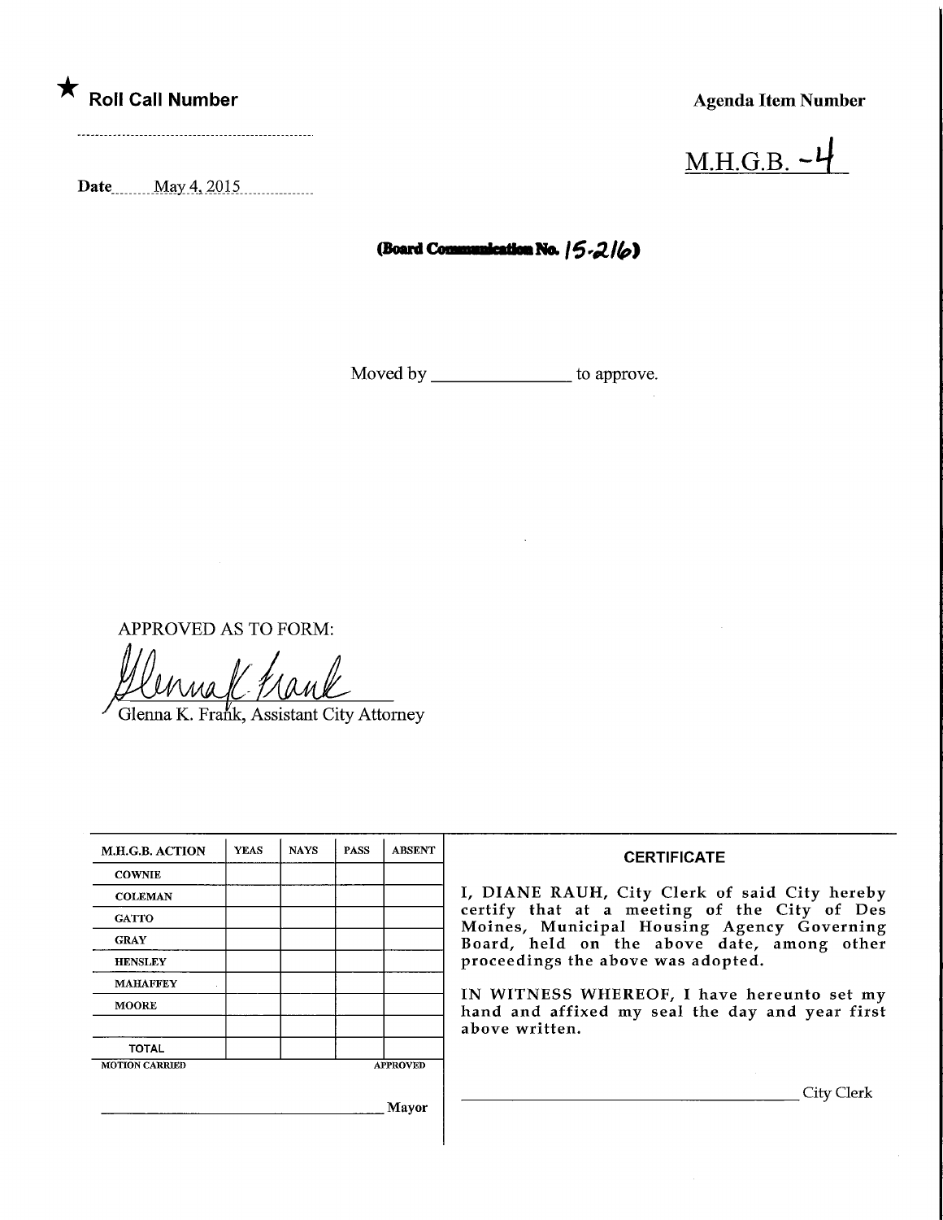★ **Roll Call Number**

Date May 4, 2015

**Agenda Item Number**

M.H.G.B. -4

**(Board Communication No. 15-216)**

Moved by _______________ to approve.

APPROVED AS TO FORM:

Glenna K. Frank, Assistant City Attorney

| M.H.G.B. ACTION | YEAS | NAYS | PASS | ABSENT |
|---|---|---|---|---|
| COWNIE | | | | |
| COLEMAN | | | | |
| GATTO | | | | |
| GRAY | | | | |
| HENSLEY | | | | |
| MAHAFFEY | | | | |
| MOORE | | | | |
| | | | | |
| TOTAL | | | | |

MOTION CARRIED APPROVED

_________________________ Mayor

**CERTIFICATE**

I, DIANE RAUH, City Clerk of said City hereby certify that at a meeting of the City of Des Moines, Municipal Housing Agency Governing Board, held on the above date, among other proceedings the above was adopted.

IN WITNESS WHEREOF, I have hereunto set my hand and affixed my seal the day and year first above written.

_________________________ City Clerk